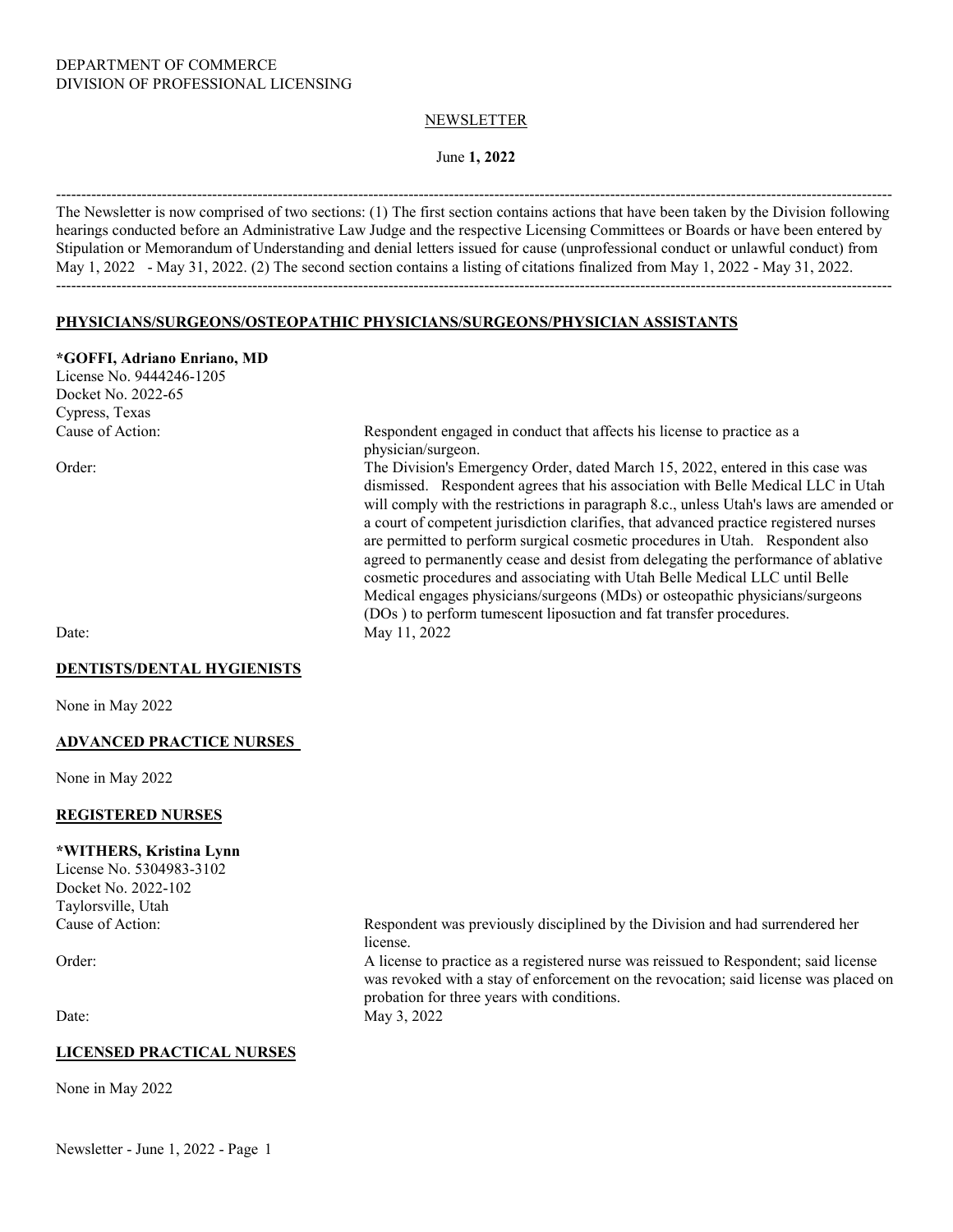DEPARTMENT OF COMMERCE
DIVISION OF PROFESSIONAL LICENSING

NEWSLETTER

June **1, 2022**

---

The Newsletter is now comprised of two sections: (1) The first section contains actions that have been taken by the Division following hearings conducted before an Administrative Law Judge and the respective Licensing Committees or Boards or have been entered by Stipulation or Memorandum of Understanding and denial letters issued for cause (unprofessional conduct or unlawful conduct) from May 1, 2022 - May 31, 2022. (2) The second section contains a listing of citations finalized from May 1, 2022 - May 31, 2022.

---

## PHYSICIANS/SURGEONS/OSTEOPATHIC PHYSICIANS/SURGEONS/PHYSICIAN ASSISTANTS

**\*GOFFI, Adriano Enriano, MD**
License No. 9444246-1205
Docket No. 2022-65
Cypress, Texas

Cause of Action: Respondent engaged in conduct that affects his license to practice as a physician/surgeon.

Order: The Division's Emergency Order, dated March 15, 2022, entered in this case was dismissed. Respondent agrees that his association with Belle Medical LLC in Utah will comply with the restrictions in paragraph 8.c., unless Utah's laws are amended or a court of competent jurisdiction clarifies, that advanced practice registered nurses are permitted to perform surgical cosmetic procedures in Utah. Respondent also agreed to permanently cease and desist from delegating the performance of ablative cosmetic procedures and associating with Utah Belle Medical LLC until Belle Medical engages physicians/surgeons (MDs) or osteopathic physicians/surgeons (DOs ) to perform tumescent liposuction and fat transfer procedures.

Date: May 11, 2022

## DENTISTS/DENTAL HYGIENISTS

None in May 2022

## ADVANCED PRACTICE NURSES

None in May 2022

## REGISTERED NURSES

**\*WITHERS, Kristina Lynn**
License No. 5304983-3102
Docket No. 2022-102
Taylorsville, Utah

Cause of Action: Respondent was previously disciplined by the Division and had surrendered her license.

Order: A license to practice as a registered nurse was reissued to Respondent; said license was revoked with a stay of enforcement on the revocation; said license was placed on probation for three years with conditions.

Date: May 3, 2022

## LICENSED PRACTICAL NURSES

None in May 2022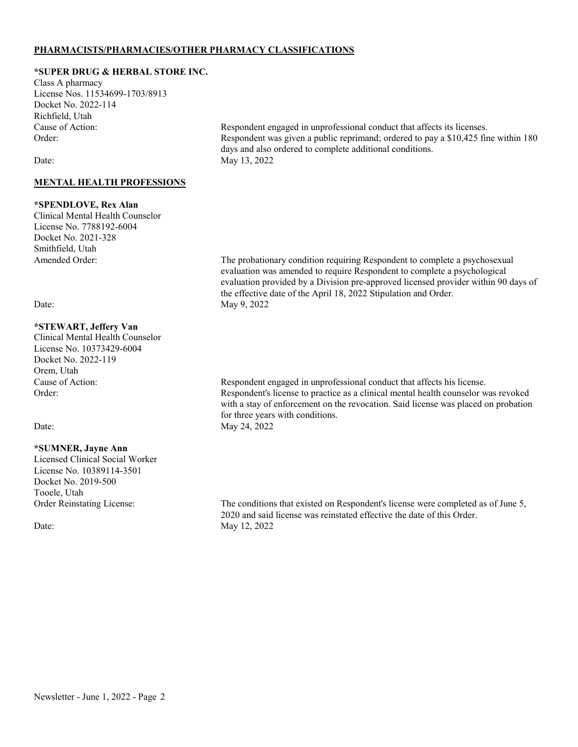## PHARMACISTS/PHARMACIES/OTHER PHARMACY CLASSIFICATIONS

**\*SUPER DRUG & HERBAL STORE INC.**
Class A pharmacy
License Nos. 11534699-1703/8913
Docket No. 2022-114
Richfield, Utah

Cause of Action: Respondent engaged in unprofessional conduct that affects its licenses.

Order: Respondent was given a public reprimand; ordered to pay a $10,425 fine within 180 days and also ordered to complete additional conditions.

Date: May 13, 2022

## MENTAL HEALTH PROFESSIONS

**\*SPENDLOVE, Rex Alan**
Clinical Mental Health Counselor
License No. 7788192-6004
Docket No. 2021-328
Smithfield, Utah

Amended Order: The probationary condition requiring Respondent to complete a psychosexual evaluation was amended to require Respondent to complete a psychological evaluation provided by a Division pre-approved licensed provider within 90 days of the effective date of the April 18, 2022 Stipulation and Order.

Date: May 9, 2022

**\*STEWART, Jeffery Van**
Clinical Mental Health Counselor
License No. 10373429-6004
Docket No. 2022-119
Orem, Utah

Cause of Action: Respondent engaged in unprofessional conduct that affects his license.

Order: Respondent's license to practice as a clinical mental health counselor was revoked with a stay of enforcement on the revocation. Said license was placed on probation for three years with conditions.

Date: May 24, 2022

**\*SUMNER, Jayne Ann**
Licensed Clinical Social Worker
License No. 10389114-3501
Docket No. 2019-500
Tooele, Utah

Order Reinstating License: The conditions that existed on Respondent's license were completed as of June 5, 2020 and said license was reinstated effective the date of this Order.

Date: May 12, 2022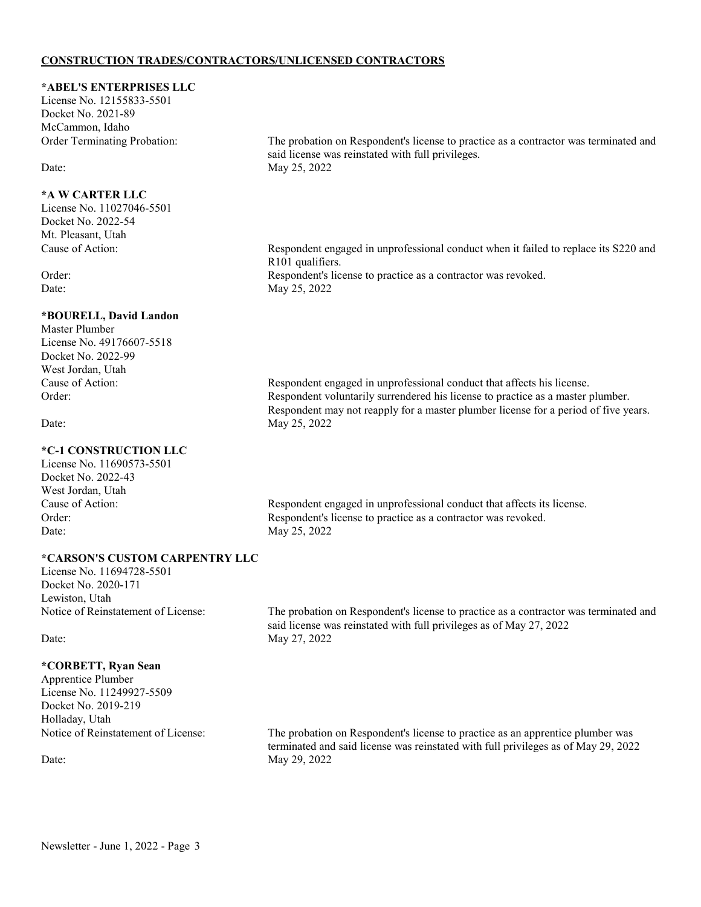**CONSTRUCTION TRADES/CONTRACTORS/UNLICENSED CONTRACTORS**

**\*ABEL'S ENTERPRISES LLC**
License No. 12155833-5501
Docket No. 2021-89
McCammon, Idaho
Order Terminating Probation: The probation on Respondent's license to practice as a contractor was terminated and said license was reinstated with full privileges.
Date: May 25, 2022

**\*A W CARTER LLC**
License No. 11027046-5501
Docket No. 2022-54
Mt. Pleasant, Utah
Cause of Action: Respondent engaged in unprofessional conduct when it failed to replace its S220 and R101 qualifiers.
Order: Respondent's license to practice as a contractor was revoked.
Date: May 25, 2022

**\*BOURELL, David Landon**
Master Plumber
License No. 49176607-5518
Docket No. 2022-99
West Jordan, Utah
Cause of Action: Respondent engaged in unprofessional conduct that affects his license.
Order: Respondent voluntarily surrendered his license to practice as a master plumber. Respondent may not reapply for a master plumber license for a period of five years.
Date: May 25, 2022

**\*C-1 CONSTRUCTION LLC**
License No. 11690573-5501
Docket No. 2022-43
West Jordan, Utah
Cause of Action: Respondent engaged in unprofessional conduct that affects its license.
Order: Respondent's license to practice as a contractor was revoked.
Date: May 25, 2022

**\*CARSON'S CUSTOM CARPENTRY LLC**
License No. 11694728-5501
Docket No. 2020-171
Lewiston, Utah
Notice of Reinstatement of License: The probation on Respondent's license to practice as a contractor was terminated and said license was reinstated with full privileges as of May 27, 2022
Date: May 27, 2022

**\*CORBETT, Ryan Sean**
Apprentice Plumber
License No. 11249927-5509
Docket No. 2019-219
Holladay, Utah
Notice of Reinstatement of License: The probation on Respondent's license to practice as an apprentice plumber was terminated and said license was reinstated with full privileges as of May 29, 2022
Date: May 29, 2022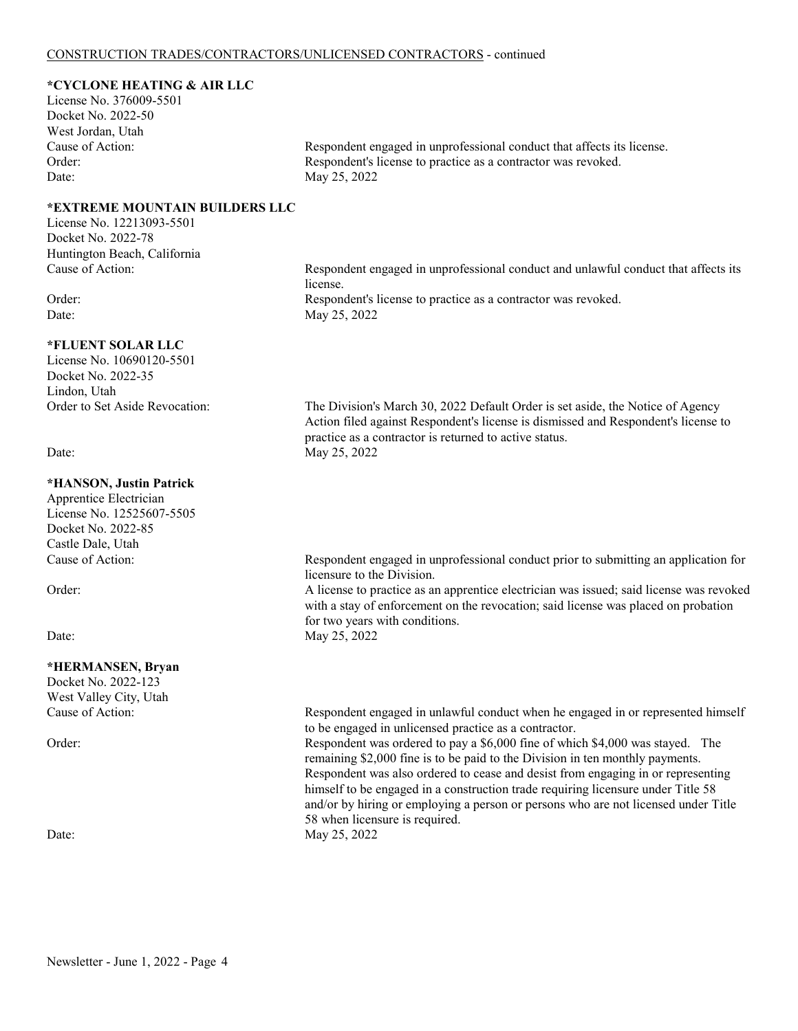CONSTRUCTION TRADES/CONTRACTORS/UNLICENSED CONTRACTORS - continued

**\*CYCLONE HEATING & AIR LLC**
License No. 376009-5501
Docket No. 2022-50
West Jordan, Utah

Cause of Action: Respondent engaged in unprofessional conduct that affects its license.
Order: Respondent's license to practice as a contractor was revoked.
Date: May 25, 2022

**\*EXTREME MOUNTAIN BUILDERS LLC**
License No. 12213093-5501
Docket No. 2022-78
Huntington Beach, California

Cause of Action: Respondent engaged in unprofessional conduct and unlawful conduct that affects its license.
Order: Respondent's license to practice as a contractor was revoked.
Date: May 25, 2022

**\*FLUENT SOLAR LLC**
License No. 10690120-5501
Docket No. 2022-35
Lindon, Utah

Order to Set Aside Revocation: The Division's March 30, 2022 Default Order is set aside, the Notice of Agency Action filed against Respondent's license is dismissed and Respondent's license to practice as a contractor is returned to active status.
Date: May 25, 2022

**\*HANSON, Justin Patrick**
Apprentice Electrician
License No. 12525607-5505
Docket No. 2022-85
Castle Dale, Utah

Cause of Action: Respondent engaged in unprofessional conduct prior to submitting an application for licensure to the Division.
Order: A license to practice as an apprentice electrician was issued; said license was revoked with a stay of enforcement on the revocation; said license was placed on probation for two years with conditions.
Date: May 25, 2022

**\*HERMANSEN, Bryan**
Docket No. 2022-123
West Valley City, Utah

Cause of Action: Respondent engaged in unlawful conduct when he engaged in or represented himself to be engaged in unlicensed practice as a contractor.
Order: Respondent was ordered to pay a $6,000 fine of which $4,000 was stayed. The remaining $2,000 fine is to be paid to the Division in ten monthly payments. Respondent was also ordered to cease and desist from engaging in or representing himself to be engaged in a construction trade requiring licensure under Title 58 and/or by hiring or employing a person or persons who are not licensed under Title 58 when licensure is required.
Date: May 25, 2022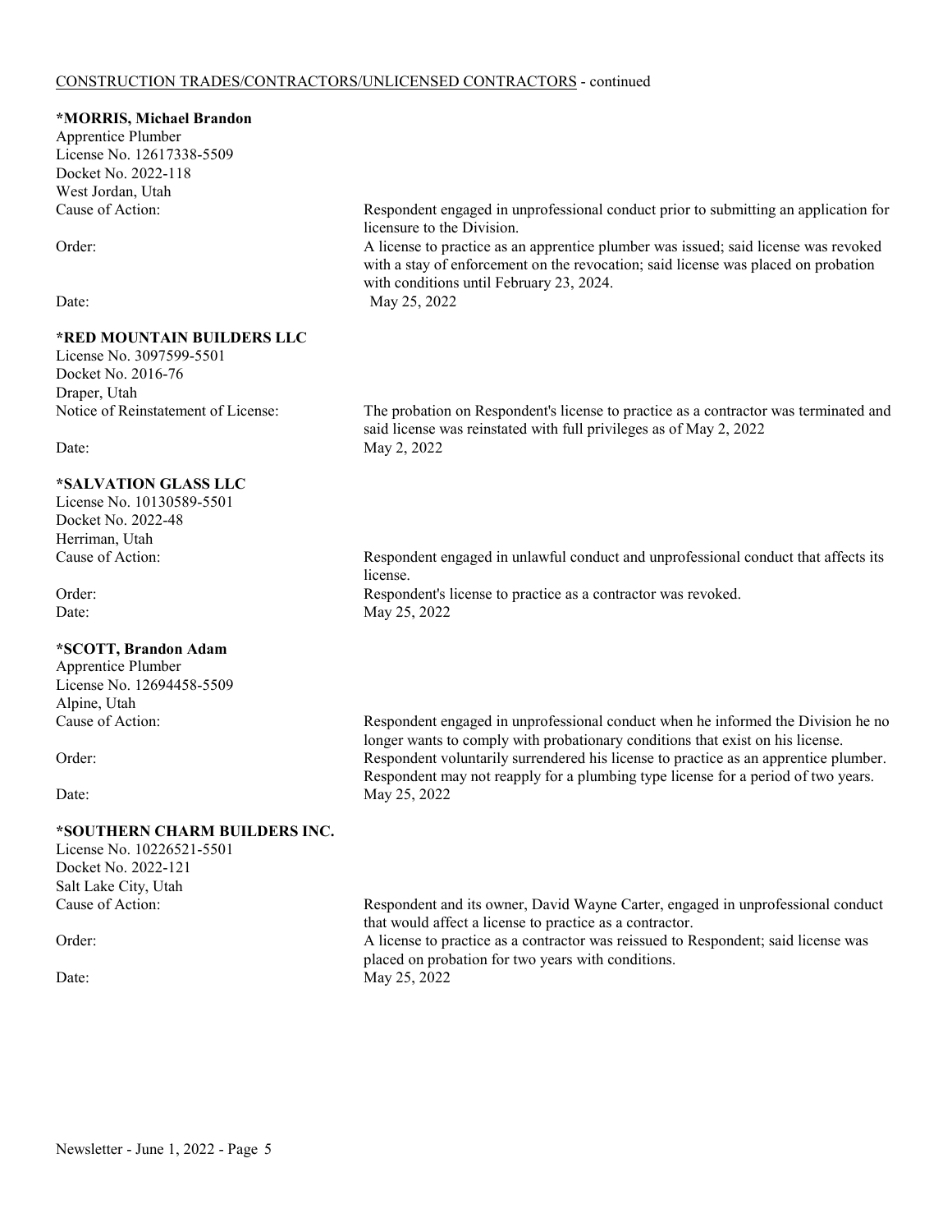CONSTRUCTION TRADES/CONTRACTORS/UNLICENSED CONTRACTORS - continued

**\*MORRIS, Michael Brandon**
Apprentice Plumber
License No. 12617338-5509
Docket No. 2022-118
West Jordan, Utah

Cause of Action: Respondent engaged in unprofessional conduct prior to submitting an application for licensure to the Division.

Order: A license to practice as an apprentice plumber was issued; said license was revoked with a stay of enforcement on the revocation; said license was placed on probation with conditions until February 23, 2024.

Date: May 25, 2022

**\*RED MOUNTAIN BUILDERS LLC**
License No. 3097599-5501
Docket No. 2016-76
Draper, Utah

Notice of Reinstatement of License: The probation on Respondent's license to practice as a contractor was terminated and said license was reinstated with full privileges as of May 2, 2022

Date: May 2, 2022

**\*SALVATION GLASS LLC**
License No. 10130589-5501
Docket No. 2022-48
Herriman, Utah

Cause of Action: Respondent engaged in unlawful conduct and unprofessional conduct that affects its license.

Order: Respondent's license to practice as a contractor was revoked.

Date: May 25, 2022

**\*SCOTT, Brandon Adam**
Apprentice Plumber
License No. 12694458-5509
Alpine, Utah

Cause of Action: Respondent engaged in unprofessional conduct when he informed the Division he no longer wants to comply with probationary conditions that exist on his license.

Order: Respondent voluntarily surrendered his license to practice as an apprentice plumber. Respondent may not reapply for a plumbing type license for a period of two years.

Date: May 25, 2022

**\*SOUTHERN CHARM BUILDERS INC.**
License No. 10226521-5501
Docket No. 2022-121
Salt Lake City, Utah

Cause of Action: Respondent and its owner, David Wayne Carter, engaged in unprofessional conduct that would affect a license to practice as a contractor.

Order: A license to practice as a contractor was reissued to Respondent; said license was placed on probation for two years with conditions.

Date: May 25, 2022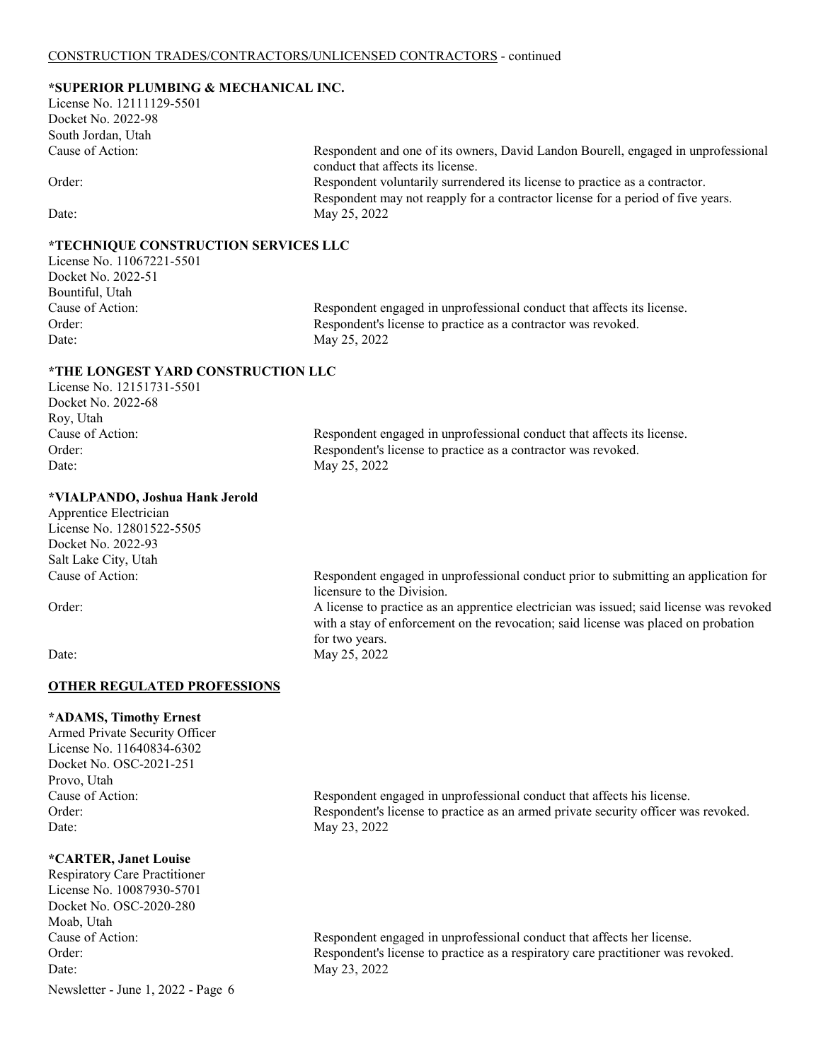CONSTRUCTION TRADES/CONTRACTORS/UNLICENSED CONTRACTORS - continued

**\*SUPERIOR PLUMBING & MECHANICAL INC.**
License No. 12111129-5501
Docket No. 2022-98
South Jordan, Utah

Cause of Action: Respondent and one of its owners, David Landon Bourell, engaged in unprofessional conduct that affects its license.

Order: Respondent voluntarily surrendered its license to practice as a contractor. Respondent may not reapply for a contractor license for a period of five years.

Date: May 25, 2022

**\*TECHNIQUE CONSTRUCTION SERVICES LLC**
License No. 11067221-5501
Docket No. 2022-51
Bountiful, Utah

Cause of Action: Respondent engaged in unprofessional conduct that affects its license.

Order: Respondent's license to practice as a contractor was revoked.

Date: May 25, 2022

**\*THE LONGEST YARD CONSTRUCTION LLC**
License No. 12151731-5501
Docket No. 2022-68
Roy, Utah

Cause of Action: Respondent engaged in unprofessional conduct that affects its license.

Order: Respondent's license to practice as a contractor was revoked.

Date: May 25, 2022

**\*VIALPANDO, Joshua Hank Jerold**
Apprentice Electrician
License No. 12801522-5505
Docket No. 2022-93
Salt Lake City, Utah

Cause of Action: Respondent engaged in unprofessional conduct prior to submitting an application for licensure to the Division.

Order: A license to practice as an apprentice electrician was issued; said license was revoked with a stay of enforcement on the revocation; said license was placed on probation for two years.

Date: May 25, 2022

## OTHER REGULATED PROFESSIONS

**\*ADAMS, Timothy Ernest**
Armed Private Security Officer
License No. 11640834-6302
Docket No. OSC-2021-251
Provo, Utah

Cause of Action: Respondent engaged in unprofessional conduct that affects his license.

Order: Respondent's license to practice as an armed private security officer was revoked.

Date: May 23, 2022

**\*CARTER, Janet Louise**
Respiratory Care Practitioner
License No. 10087930-5701
Docket No. OSC-2020-280
Moab, Utah

Cause of Action: Respondent engaged in unprofessional conduct that affects her license.

Order: Respondent's license to practice as a respiratory care practitioner was revoked.

Date: May 23, 2022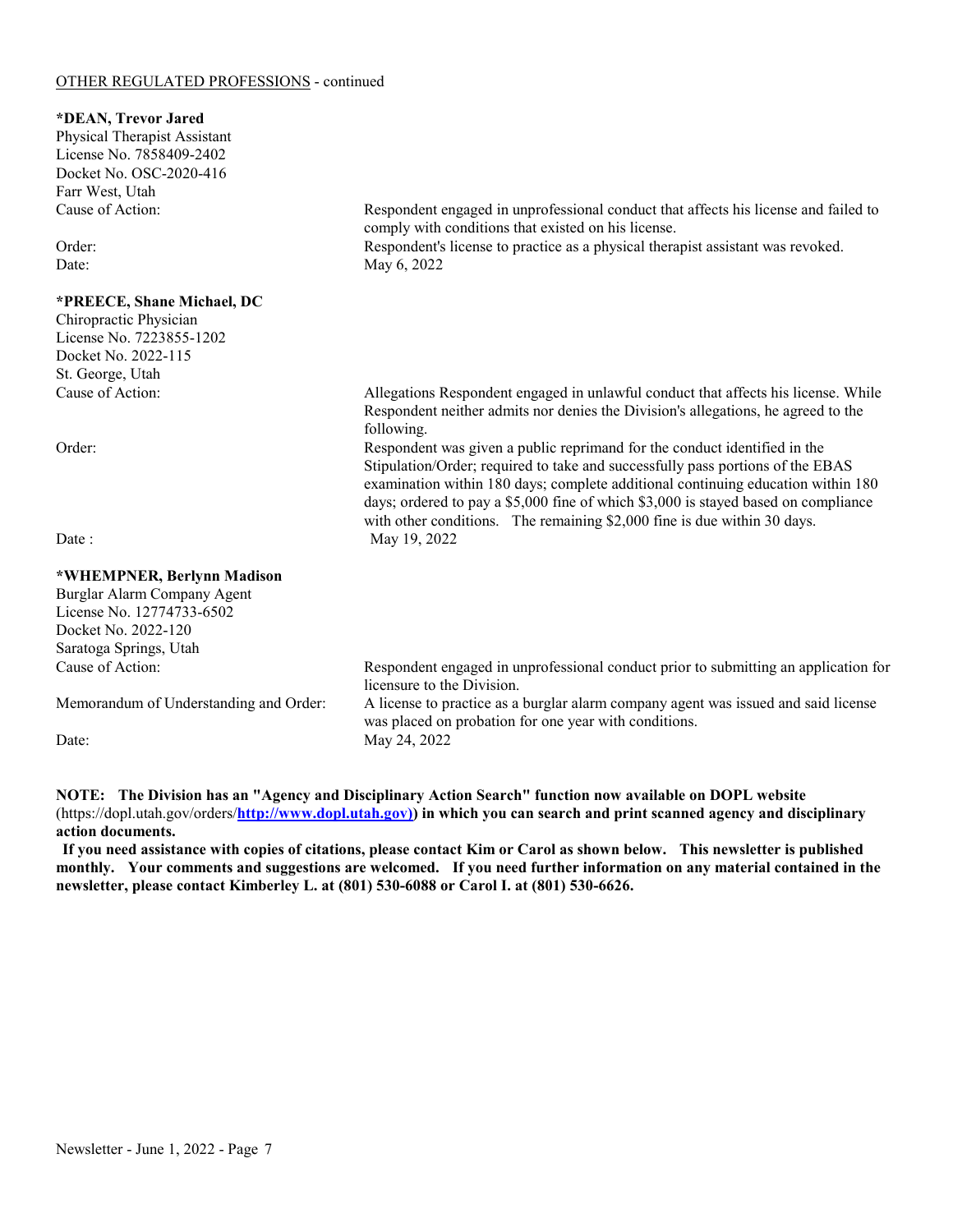<u>OTHER REGULATED PROFESSIONS</u> - continued

**\*DEAN, Trevor Jared**
Physical Therapist Assistant
License No. 7858409-2402
Docket No. OSC-2020-416
Farr West, Utah

Cause of Action: Respondent engaged in unprofessional conduct that affects his license and failed to comply with conditions that existed on his license.

Order: Respondent's license to practice as a physical therapist assistant was revoked.

Date: May 6, 2022

**\*PREECE, Shane Michael, DC**
Chiropractic Physician
License No. 7223855-1202
Docket No. 2022-115
St. George, Utah

Cause of Action: Allegations Respondent engaged in unlawful conduct that affects his license. While Respondent neither admits nor denies the Division's allegations, he agreed to the following.

Order: Respondent was given a public reprimand for the conduct identified in the Stipulation/Order; required to take and successfully pass portions of the EBAS examination within 180 days; complete additional continuing education within 180 days; ordered to pay a $5,000 fine of which $3,000 is stayed based on compliance with other conditions. The remaining $2,000 fine is due within 30 days.

Date : May 19, 2022

**\*WHEMPNER, Berlynn Madison**
Burglar Alarm Company Agent
License No. 12774733-6502
Docket No. 2022-120
Saratoga Springs, Utah

Cause of Action: Respondent engaged in unprofessional conduct prior to submitting an application for licensure to the Division.

Memorandum of Understanding and Order: A license to practice as a burglar alarm company agent was issued and said license was placed on probation for one year with conditions.

Date: May 24, 2022

**NOTE: The Division has an "Agency and Disciplinary Action Search" function now available on DOPL website** (https://dopl.utah.gov/orders/**http://www.dopl.utah.gov)) in which you can search and print scanned agency and disciplinary action documents.**

**If you need assistance with copies of citations, please contact Kim or Carol as shown below. This newsletter is published monthly. Your comments and suggestions are welcomed. If you need further information on any material contained in the newsletter, please contact Kimberley L. at (801) 530-6088 or Carol I. at (801) 530-6626.**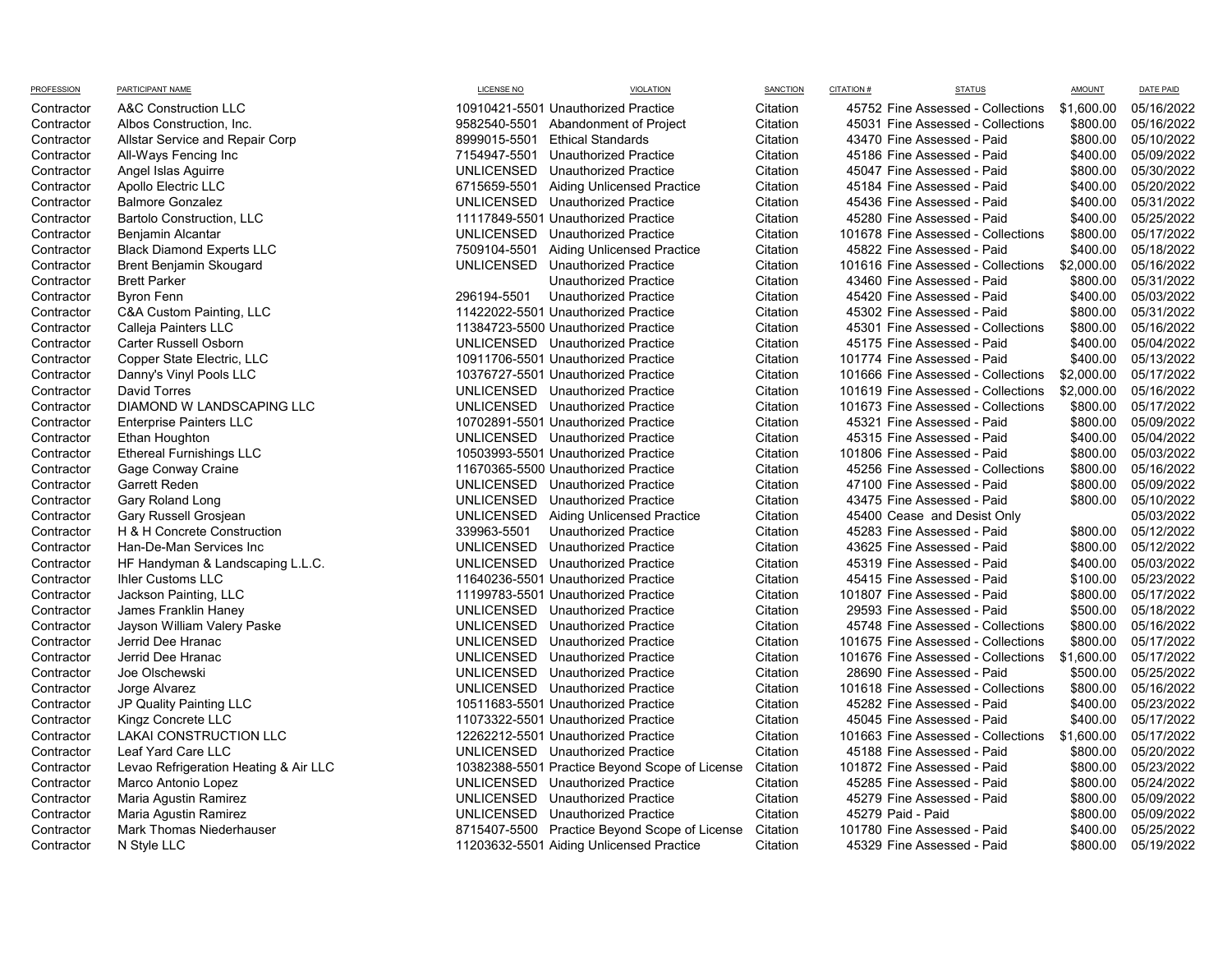| PROFESSION | PARTICIPANT NAME | LICENSE NO | VIOLATION | SANCTION | CITATION # | STATUS | AMOUNT | DATE PAID |
|---|---|---|---|---|---|---|---|---|
| Contractor | A&C Construction LLC | 10910421-5501 | Unauthorized Practice | Citation | 45752 | Fine Assessed - Collections | $1,600.00 | 05/16/2022 |
| Contractor | Albos Construction, Inc. | 9582540-5501 | Abandonment of Project | Citation | 45031 | Fine Assessed - Collections | $800.00 | 05/16/2022 |
| Contractor | Allstar Service and Repair Corp | 8999015-5501 | Ethical Standards | Citation | 43470 | Fine Assessed - Paid | $800.00 | 05/10/2022 |
| Contractor | All-Ways Fencing Inc | 7154947-5501 | Unauthorized Practice | Citation | 45186 | Fine Assessed - Paid | $400.00 | 05/09/2022 |
| Contractor | Angel Islas Aguirre | UNLICENSED | Unauthorized Practice | Citation | 45047 | Fine Assessed - Paid | $800.00 | 05/30/2022 |
| Contractor | Apollo Electric LLC | 6715659-5501 | Aiding Unlicensed Practice | Citation | 45184 | Fine Assessed - Paid | $400.00 | 05/20/2022 |
| Contractor | Balmore Gonzalez | UNLICENSED | Unauthorized Practice | Citation | 45436 | Fine Assessed - Paid | $400.00 | 05/31/2022 |
| Contractor | Bartolo Construction, LLC | 11117849-5501 | Unauthorized Practice | Citation | 45280 | Fine Assessed - Paid | $400.00 | 05/25/2022 |
| Contractor | Benjamin Alcantar | UNLICENSED | Unauthorized Practice | Citation | 101678 | Fine Assessed - Collections | $800.00 | 05/17/2022 |
| Contractor | Black Diamond Experts LLC | 7509104-5501 | Aiding Unlicensed Practice | Citation | 45822 | Fine Assessed - Paid | $400.00 | 05/18/2022 |
| Contractor | Brent Benjamin Skougard | UNLICENSED | Unauthorized Practice | Citation | 101616 | Fine Assessed - Collections | $2,000.00 | 05/16/2022 |
| Contractor | Brett Parker | | Unauthorized Practice | Citation | 43460 | Fine Assessed - Paid | $800.00 | 05/31/2022 |
| Contractor | Byron Fenn | 296194-5501 | Unauthorized Practice | Citation | 45420 | Fine Assessed - Paid | $400.00 | 05/03/2022 |
| Contractor | C&A Custom Painting, LLC | 11422022-5501 | Unauthorized Practice | Citation | 45302 | Fine Assessed - Paid | $800.00 | 05/31/2022 |
| Contractor | Calleja Painters LLC | 11384723-5500 | Unauthorized Practice | Citation | 45301 | Fine Assessed - Collections | $800.00 | 05/16/2022 |
| Contractor | Carter Russell Osborn | UNLICENSED | Unauthorized Practice | Citation | 45175 | Fine Assessed - Paid | $400.00 | 05/04/2022 |
| Contractor | Copper State Electric, LLC | 10911706-5501 | Unauthorized Practice | Citation | 101774 | Fine Assessed - Paid | $400.00 | 05/13/2022 |
| Contractor | Danny's Vinyl Pools LLC | 10376727-5501 | Unauthorized Practice | Citation | 101666 | Fine Assessed - Collections | $2,000.00 | 05/17/2022 |
| Contractor | David Torres | UNLICENSED | Unauthorized Practice | Citation | 101619 | Fine Assessed - Collections | $2,000.00 | 05/16/2022 |
| Contractor | DIAMOND W LANDSCAPING LLC | UNLICENSED | Unauthorized Practice | Citation | 101673 | Fine Assessed - Collections | $800.00 | 05/17/2022 |
| Contractor | Enterprise Painters LLC | 10702891-5501 | Unauthorized Practice | Citation | 45321 | Fine Assessed - Paid | $800.00 | 05/09/2022 |
| Contractor | Ethan Houghton | UNLICENSED | Unauthorized Practice | Citation | 45315 | Fine Assessed - Paid | $400.00 | 05/04/2022 |
| Contractor | Ethereal Furnishings LLC | 10503993-5501 | Unauthorized Practice | Citation | 101806 | Fine Assessed - Paid | $800.00 | 05/03/2022 |
| Contractor | Gage Conway Craine | 11670365-5500 | Unauthorized Practice | Citation | 45256 | Fine Assessed - Collections | $800.00 | 05/16/2022 |
| Contractor | Garrett Reden | UNLICENSED | Unauthorized Practice | Citation | 47100 | Fine Assessed - Paid | $800.00 | 05/09/2022 |
| Contractor | Gary Roland Long | UNLICENSED | Unauthorized Practice | Citation | 43475 | Fine Assessed - Paid | $800.00 | 05/10/2022 |
| Contractor | Gary Russell Grosjean | UNLICENSED | Aiding Unlicensed Practice | Citation | 45400 | Cease and Desist Only | | 05/03/2022 |
| Contractor | H & H Concrete Construction | 339963-5501 | Unauthorized Practice | Citation | 45283 | Fine Assessed - Paid | $800.00 | 05/12/2022 |
| Contractor | Han-De-Man Services Inc | UNLICENSED | Unauthorized Practice | Citation | 43625 | Fine Assessed - Paid | $800.00 | 05/12/2022 |
| Contractor | HF Handyman & Landscaping L.L.C. | UNLICENSED | Unauthorized Practice | Citation | 45319 | Fine Assessed - Paid | $400.00 | 05/03/2022 |
| Contractor | Ihler Customs LLC | 11640236-5501 | Unauthorized Practice | Citation | 45415 | Fine Assessed - Paid | $100.00 | 05/23/2022 |
| Contractor | Jackson Painting, LLC | 11199783-5501 | Unauthorized Practice | Citation | 101807 | Fine Assessed - Paid | $800.00 | 05/17/2022 |
| Contractor | James Franklin Haney | UNLICENSED | Unauthorized Practice | Citation | 29593 | Fine Assessed - Paid | $500.00 | 05/18/2022 |
| Contractor | Jayson William Valery Paske | UNLICENSED | Unauthorized Practice | Citation | 45748 | Fine Assessed - Collections | $800.00 | 05/16/2022 |
| Contractor | Jerrid Dee Hranac | UNLICENSED | Unauthorized Practice | Citation | 101675 | Fine Assessed - Collections | $800.00 | 05/17/2022 |
| Contractor | Jerrid Dee Hranac | UNLICENSED | Unauthorized Practice | Citation | 101676 | Fine Assessed - Collections | $1,600.00 | 05/17/2022 |
| Contractor | Joe Olschewski | UNLICENSED | Unauthorized Practice | Citation | 28690 | Fine Assessed - Paid | $500.00 | 05/25/2022 |
| Contractor | Jorge Alvarez | UNLICENSED | Unauthorized Practice | Citation | 101618 | Fine Assessed - Collections | $800.00 | 05/16/2022 |
| Contractor | JP Quality Painting LLC | 10511683-5501 | Unauthorized Practice | Citation | 45282 | Fine Assessed - Paid | $400.00 | 05/23/2022 |
| Contractor | Kingz Concrete LLC | 11073322-5501 | Unauthorized Practice | Citation | 45045 | Fine Assessed - Paid | $400.00 | 05/17/2022 |
| Contractor | LAKAI CONSTRUCTION LLC | 12262212-5501 | Unauthorized Practice | Citation | 101663 | Fine Assessed - Collections | $1,600.00 | 05/17/2022 |
| Contractor | Leaf Yard Care LLC | UNLICENSED | Unauthorized Practice | Citation | 45188 | Fine Assessed - Paid | $800.00 | 05/20/2022 |
| Contractor | Levao Refrigeration Heating & Air LLC | 10382388-5501 | Practice Beyond Scope of License | Citation | 101872 | Fine Assessed - Paid | $800.00 | 05/23/2022 |
| Contractor | Marco Antonio Lopez | UNLICENSED | Unauthorized Practice | Citation | 45285 | Fine Assessed - Paid | $800.00 | 05/24/2022 |
| Contractor | Maria Agustin Ramirez | UNLICENSED | Unauthorized Practice | Citation | 45279 | Fine Assessed - Paid | $800.00 | 05/09/2022 |
| Contractor | Maria Agustin Ramirez | UNLICENSED | Unauthorized Practice | Citation | 45279 | Paid - Paid | $800.00 | 05/09/2022 |
| Contractor | Mark Thomas Niederhauser | 8715407-5500 | Practice Beyond Scope of License | Citation | 101780 | Fine Assessed - Paid | $400.00 | 05/25/2022 |
| Contractor | N Style LLC | 11203632-5501 | Aiding Unlicensed Practice | Citation | 45329 | Fine Assessed - Paid | $800.00 | 05/19/2022 |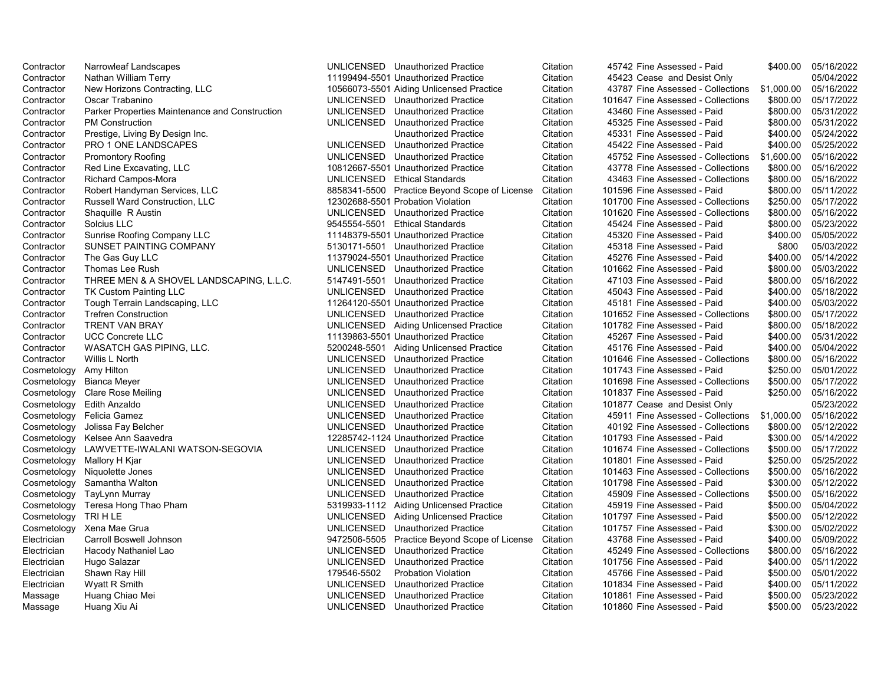| | | | | | | | | |
|---|---|---|---|---|---|---|---|---|
| Contractor | Narrowleaf Landscapes | UNLICENSED | Unauthorized Practice | Citation | 45742 | Fine Assessed - Paid | $400.00 | 05/16/2022 |
| Contractor | Nathan William Terry | 11199494-5501 | Unauthorized Practice | Citation | 45423 | Cease and Desist Only | | 05/04/2022 |
| Contractor | New Horizons Contracting, LLC | 10566073-5501 | Aiding Unlicensed Practice | Citation | 43787 | Fine Assessed - Collections | $1,000.00 | 05/16/2022 |
| Contractor | Oscar Trabanino | UNLICENSED | Unauthorized Practice | Citation | 101647 | Fine Assessed - Collections | $800.00 | 05/17/2022 |
| Contractor | Parker Properties Maintenance and Construction | UNLICENSED | Unauthorized Practice | Citation | 43460 | Fine Assessed - Paid | $800.00 | 05/31/2022 |
| Contractor | PM Construction | UNLICENSED | Unauthorized Practice | Citation | 45325 | Fine Assessed - Paid | $800.00 | 05/31/2022 |
| Contractor | Prestige, Living By Design Inc. | | Unauthorized Practice | Citation | 45331 | Fine Assessed - Paid | $400.00 | 05/24/2022 |
| Contractor | PRO 1 ONE LANDSCAPES | UNLICENSED | Unauthorized Practice | Citation | 45422 | Fine Assessed - Paid | $400.00 | 05/25/2022 |
| Contractor | Promontory Roofing | UNLICENSED | Unauthorized Practice | Citation | 45752 | Fine Assessed - Collections | $1,600.00 | 05/16/2022 |
| Contractor | Red Line Excavating, LLC | 10812667-5501 | Unauthorized Practice | Citation | 43778 | Fine Assessed - Collections | $800.00 | 05/16/2022 |
| Contractor | Richard Campos-Mora | UNLICENSED | Ethical Standards | Citation | 43463 | Fine Assessed - Collections | $800.00 | 05/16/2022 |
| Contractor | Robert Handyman Services, LLC | 8858341-5500 | Practice Beyond Scope of License | Citation | 101596 | Fine Assessed - Paid | $800.00 | 05/11/2022 |
| Contractor | Russell Ward Construction, LLC | 12302688-5501 | Probation Violation | Citation | 101700 | Fine Assessed - Collections | $250.00 | 05/17/2022 |
| Contractor | Shaquille R Austin | UNLICENSED | Unauthorized Practice | Citation | 101620 | Fine Assessed - Collections | $800.00 | 05/16/2022 |
| Contractor | Solcius LLC | 9545554-5501 | Ethical Standards | Citation | 45424 | Fine Assessed - Paid | $800.00 | 05/23/2022 |
| Contractor | Sunrise Roofing Company LLC | 11148379-5501 | Unauthorized Practice | Citation | 45320 | Fine Assessed - Paid | $400.00 | 05/05/2022 |
| Contractor | SUNSET PAINTING COMPANY | 5130171-5501 | Unauthorized Practice | Citation | 45318 | Fine Assessed - Paid | $800 | 05/03/2022 |
| Contractor | The Gas Guy LLC | 11379024-5501 | Unauthorized Practice | Citation | 45276 | Fine Assessed - Paid | $400.00 | 05/14/2022 |
| Contractor | Thomas Lee Rush | UNLICENSED | Unauthorized Practice | Citation | 101662 | Fine Assessed - Paid | $800.00 | 05/03/2022 |
| Contractor | THREE MEN & A SHOVEL LANDSCAPING, L.L.C. | 5147491-5501 | Unauthorized Practice | Citation | 47103 | Fine Assessed - Paid | $800.00 | 05/16/2022 |
| Contractor | TK Custom Painting LLC | UNLICENSED | Unauthorized Practice | Citation | 45043 | Fine Assessed - Paid | $400.00 | 05/18/2022 |
| Contractor | Tough Terrain Landscaping, LLC | 11264120-5501 | Unauthorized Practice | Citation | 45181 | Fine Assessed - Paid | $400.00 | 05/03/2022 |
| Contractor | Trefren Construction | UNLICENSED | Unauthorized Practice | Citation | 101652 | Fine Assessed - Collections | $800.00 | 05/17/2022 |
| Contractor | TRENT VAN BRAY | UNLICENSED | Aiding Unlicensed Practice | Citation | 101782 | Fine Assessed - Paid | $800.00 | 05/18/2022 |
| Contractor | UCC Concrete LLC | 11139863-5501 | Unauthorized Practice | Citation | 45267 | Fine Assessed - Paid | $400.00 | 05/31/2022 |
| Contractor | WASATCH GAS PIPING, LLC. | 5200248-5501 | Aiding Unlicensed Practice | Citation | 45176 | Fine Assessed - Paid | $400.00 | 05/04/2022 |
| Contractor | Willis L North | UNLICENSED | Unauthorized Practice | Citation | 101646 | Fine Assessed - Collections | $800.00 | 05/16/2022 |
| Cosmetology | Amy Hilton | UNLICENSED | Unauthorized Practice | Citation | 101743 | Fine Assessed - Paid | $250.00 | 05/01/2022 |
| Cosmetology | Bianca Meyer | UNLICENSED | Unauthorized Practice | Citation | 101698 | Fine Assessed - Collections | $500.00 | 05/17/2022 |
| Cosmetology | Clare Rose Meiling | UNLICENSED | Unauthorized Practice | Citation | 101837 | Fine Assessed - Paid | $250.00 | 05/16/2022 |
| Cosmetology | Edith Anzaldo | UNLICENSED | Unauthorized Practice | Citation | 101877 | Cease and Desist Only | | 05/23/2022 |
| Cosmetology | Felicia Gamez | UNLICENSED | Unauthorized Practice | Citation | 45911 | Fine Assessed - Collections | $1,000.00 | 05/16/2022 |
| Cosmetology | Jolissa Fay Belcher | UNLICENSED | Unauthorized Practice | Citation | 40192 | Fine Assessed - Collections | $800.00 | 05/12/2022 |
| Cosmetology | Kelsee Ann Saavedra | 12285742-1124 | Unauthorized Practice | Citation | 101793 | Fine Assessed - Paid | $300.00 | 05/14/2022 |
| Cosmetology | LAWVETTE-IWALANI WATSON-SEGOVIA | UNLICENSED | Unauthorized Practice | Citation | 101674 | Fine Assessed - Collections | $500.00 | 05/17/2022 |
| Cosmetology | Mallory H Kjar | UNLICENSED | Unauthorized Practice | Citation | 101801 | Fine Assessed - Paid | $250.00 | 05/25/2022 |
| Cosmetology | Niquolette Jones | UNLICENSED | Unauthorized Practice | Citation | 101463 | Fine Assessed - Collections | $500.00 | 05/16/2022 |
| Cosmetology | Samantha Walton | UNLICENSED | Unauthorized Practice | Citation | 101798 | Fine Assessed - Paid | $300.00 | 05/12/2022 |
| Cosmetology | TayLynn Murray | UNLICENSED | Unauthorized Practice | Citation | 45909 | Fine Assessed - Collections | $500.00 | 05/16/2022 |
| Cosmetology | Teresa Hong Thao Pham | 5319933-1112 | Aiding Unlicensed Practice | Citation | 45919 | Fine Assessed - Paid | $500.00 | 05/04/2022 |
| Cosmetology | TRI H LE | UNLICENSED | Aiding Unlicensed Practice | Citation | 101797 | Fine Assessed - Paid | $500.00 | 05/12/2022 |
| Cosmetology | Xena Mae Grua | UNLICENSED | Unauthorized Practice | Citation | 101757 | Fine Assessed - Paid | $300.00 | 05/02/2022 |
| Electrician | Carroll Boswell Johnson | 9472506-5505 | Practice Beyond Scope of License | Citation | 43768 | Fine Assessed - Paid | $400.00 | 05/09/2022 |
| Electrician | Hacody Nathaniel Lao | UNLICENSED | Unauthorized Practice | Citation | 45249 | Fine Assessed - Collections | $800.00 | 05/16/2022 |
| Electrician | Hugo Salazar | UNLICENSED | Unauthorized Practice | Citation | 101756 | Fine Assessed - Paid | $400.00 | 05/11/2022 |
| Electrician | Shawn Ray Hill | 179546-5502 | Probation Violation | Citation | 45766 | Fine Assessed - Paid | $500.00 | 05/01/2022 |
| Electrician | Wyatt R Smith | UNLICENSED | Unauthorized Practice | Citation | 101834 | Fine Assessed - Paid | $400.00 | 05/11/2022 |
| Massage | Huang Chiao Mei | UNLICENSED | Unauthorized Practice | Citation | 101861 | Fine Assessed - Paid | $500.00 | 05/23/2022 |
| Massage | Huang Xiu Ai | UNLICENSED | Unauthorized Practice | Citation | 101860 | Fine Assessed - Paid | $500.00 | 05/23/2022 |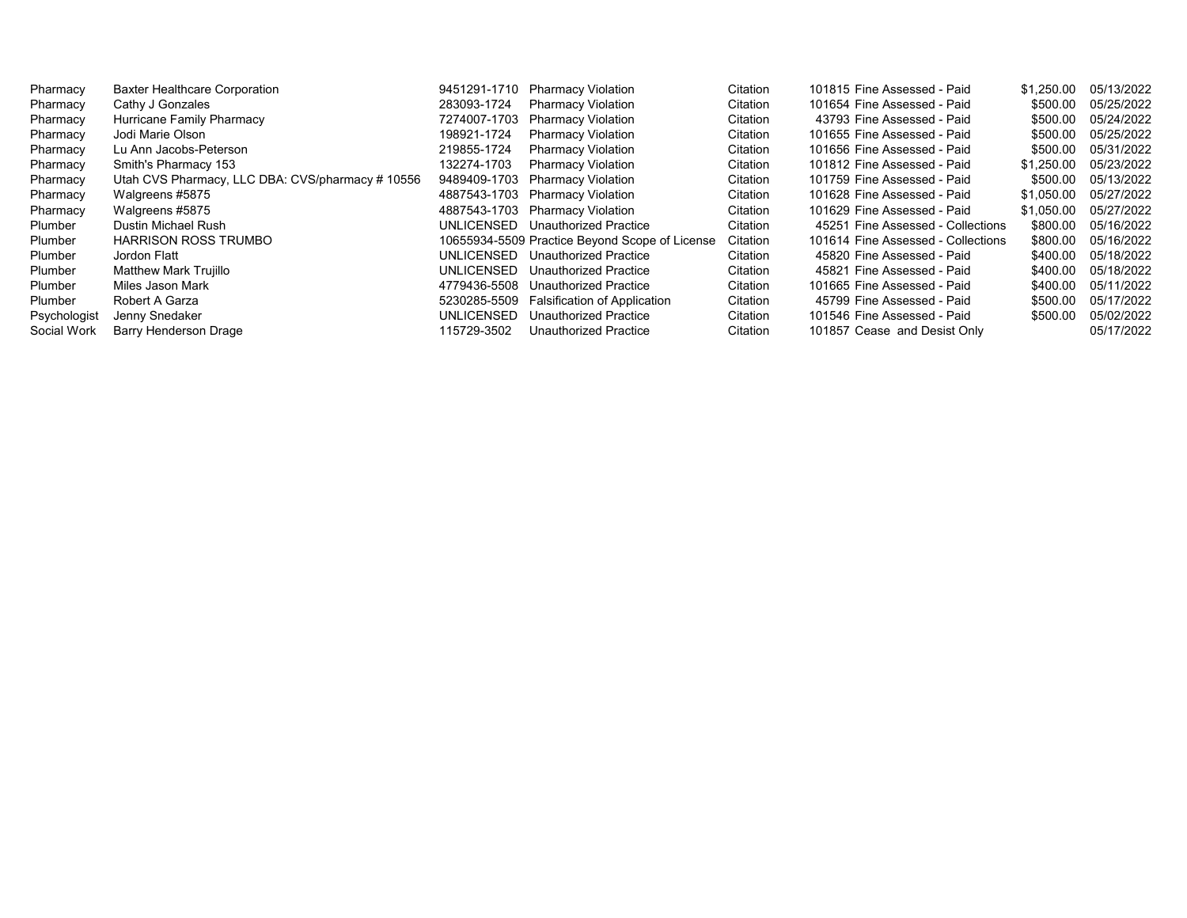| | | | | | | | | | |
|---|---|---|---|---|---|---|---|---|---|
| Pharmacy | Baxter Healthcare Corporation | 9451291-1710 | Pharmacy Violation | Citation | 101815 | Fine Assessed - Paid | $1,250.00 | 05/13/2022 |
| Pharmacy | Cathy J Gonzales | 283093-1724 | Pharmacy Violation | Citation | 101654 | Fine Assessed - Paid | $500.00 | 05/25/2022 |
| Pharmacy | Hurricane Family Pharmacy | 7274007-1703 | Pharmacy Violation | Citation | 43793 | Fine Assessed - Paid | $500.00 | 05/24/2022 |
| Pharmacy | Jodi Marie Olson | 198921-1724 | Pharmacy Violation | Citation | 101655 | Fine Assessed - Paid | $500.00 | 05/25/2022 |
| Pharmacy | Lu Ann Jacobs-Peterson | 219855-1724 | Pharmacy Violation | Citation | 101656 | Fine Assessed - Paid | $500.00 | 05/31/2022 |
| Pharmacy | Smith's Pharmacy 153 | 132274-1703 | Pharmacy Violation | Citation | 101812 | Fine Assessed - Paid | $1,250.00 | 05/23/2022 |
| Pharmacy | Utah CVS Pharmacy, LLC DBA: CVS/pharmacy # 10556 | 9489409-1703 | Pharmacy Violation | Citation | 101759 | Fine Assessed - Paid | $500.00 | 05/13/2022 |
| Pharmacy | Walgreens #5875 | 4887543-1703 | Pharmacy Violation | Citation | 101628 | Fine Assessed - Paid | $1,050.00 | 05/27/2022 |
| Pharmacy | Walgreens #5875 | 4887543-1703 | Pharmacy Violation | Citation | 101629 | Fine Assessed - Paid | $1,050.00 | 05/27/2022 |
| Plumber | Dustin Michael Rush | UNLICENSED | Unauthorized Practice | Citation | 45251 | Fine Assessed - Collections | $800.00 | 05/16/2022 |
| Plumber | HARRISON ROSS TRUMBO | 10655934-5509 | Practice Beyond Scope of License | Citation | 101614 | Fine Assessed - Collections | $800.00 | 05/16/2022 |
| Plumber | Jordon Flatt | UNLICENSED | Unauthorized Practice | Citation | 45820 | Fine Assessed - Paid | $400.00 | 05/18/2022 |
| Plumber | Matthew Mark Trujillo | UNLICENSED | Unauthorized Practice | Citation | 45821 | Fine Assessed - Paid | $400.00 | 05/18/2022 |
| Plumber | Miles Jason Mark | 4779436-5508 | Unauthorized Practice | Citation | 101665 | Fine Assessed - Paid | $400.00 | 05/11/2022 |
| Plumber | Robert A Garza | 5230285-5509 | Falsification of Application | Citation | 45799 | Fine Assessed - Paid | $500.00 | 05/17/2022 |
| Psychologist | Jenny Snedaker | UNLICENSED | Unauthorized Practice | Citation | 101546 | Fine Assessed - Paid | $500.00 | 05/02/2022 |
| Social Work | Barry Henderson Drage | 115729-3502 | Unauthorized Practice | Citation | 101857 | Cease and Desist Only | | 05/17/2022 |